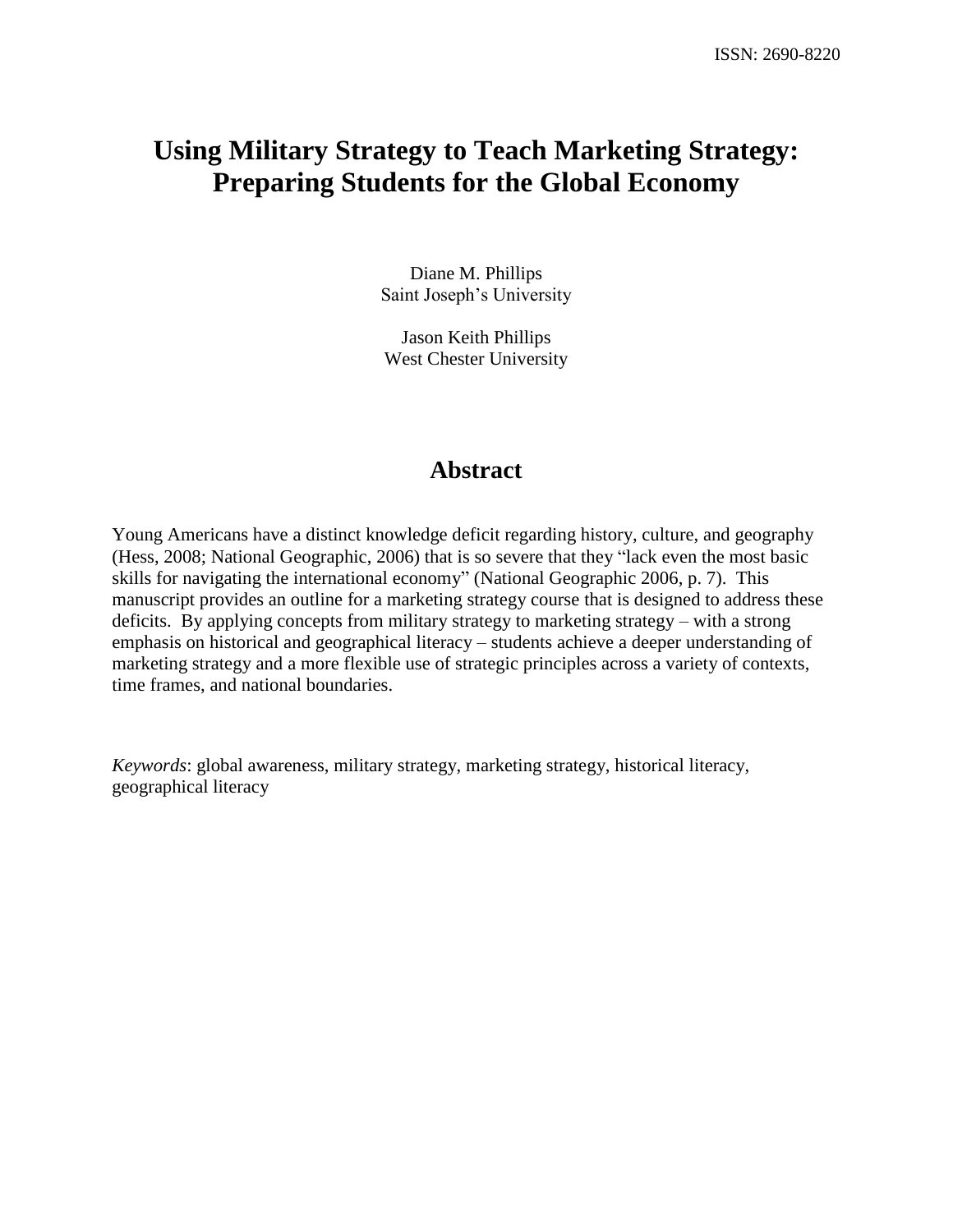ISSN: 2690-8220

# Using Military Strategy to Teach Marketing Strategy: Preparing Students for the Global Economy

Diane M. Phillips
Saint Joseph's University

Jason Keith Phillips
West Chester University

## Abstract

Young Americans have a distinct knowledge deficit regarding history, culture, and geography (Hess, 2008; National Geographic, 2006) that is so severe that they "lack even the most basic skills for navigating the international economy" (National Geographic 2006, p. 7). This manuscript provides an outline for a marketing strategy course that is designed to address these deficits. By applying concepts from military strategy to marketing strategy – with a strong emphasis on historical and geographical literacy – students achieve a deeper understanding of marketing strategy and a more flexible use of strategic principles across a variety of contexts, time frames, and national boundaries.

*Keywords*: global awareness, military strategy, marketing strategy, historical literacy, geographical literacy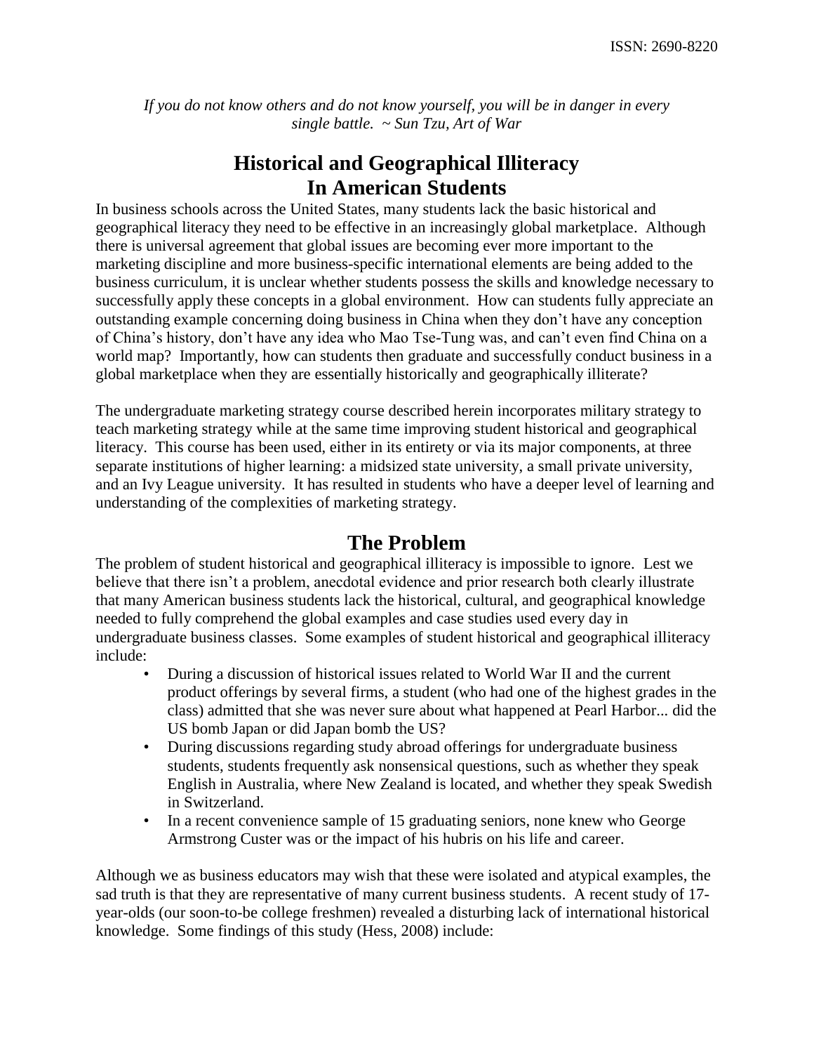*If you do not know others and do not know yourself, you will be in danger in every single battle. ~ Sun Tzu, Art of War*

# Historical and Geographical Illiteracy In American Students

In business schools across the United States, many students lack the basic historical and geographical literacy they need to be effective in an increasingly global marketplace. Although there is universal agreement that global issues are becoming ever more important to the marketing discipline and more business-specific international elements are being added to the business curriculum, it is unclear whether students possess the skills and knowledge necessary to successfully apply these concepts in a global environment. How can students fully appreciate an outstanding example concerning doing business in China when they don't have any conception of China's history, don't have any idea who Mao Tse-Tung was, and can't even find China on a world map? Importantly, how can students then graduate and successfully conduct business in a global marketplace when they are essentially historically and geographically illiterate?

The undergraduate marketing strategy course described herein incorporates military strategy to teach marketing strategy while at the same time improving student historical and geographical literacy. This course has been used, either in its entirety or via its major components, at three separate institutions of higher learning: a midsized state university, a small private university, and an Ivy League university. It has resulted in students who have a deeper level of learning and understanding of the complexities of marketing strategy.

# The Problem

The problem of student historical and geographical illiteracy is impossible to ignore. Lest we believe that there isn't a problem, anecdotal evidence and prior research both clearly illustrate that many American business students lack the historical, cultural, and geographical knowledge needed to fully comprehend the global examples and case studies used every day in undergraduate business classes. Some examples of student historical and geographical illiteracy include:

- During a discussion of historical issues related to World War II and the current product offerings by several firms, a student (who had one of the highest grades in the class) admitted that she was never sure about what happened at Pearl Harbor... did the US bomb Japan or did Japan bomb the US?
- During discussions regarding study abroad offerings for undergraduate business students, students frequently ask nonsensical questions, such as whether they speak English in Australia, where New Zealand is located, and whether they speak Swedish in Switzerland.
- In a recent convenience sample of 15 graduating seniors, none knew who George Armstrong Custer was or the impact of his hubris on his life and career.

Although we as business educators may wish that these were isolated and atypical examples, the sad truth is that they are representative of many current business students. A recent study of 17-year-olds (our soon-to-be college freshmen) revealed a disturbing lack of international historical knowledge. Some findings of this study (Hess, 2008) include: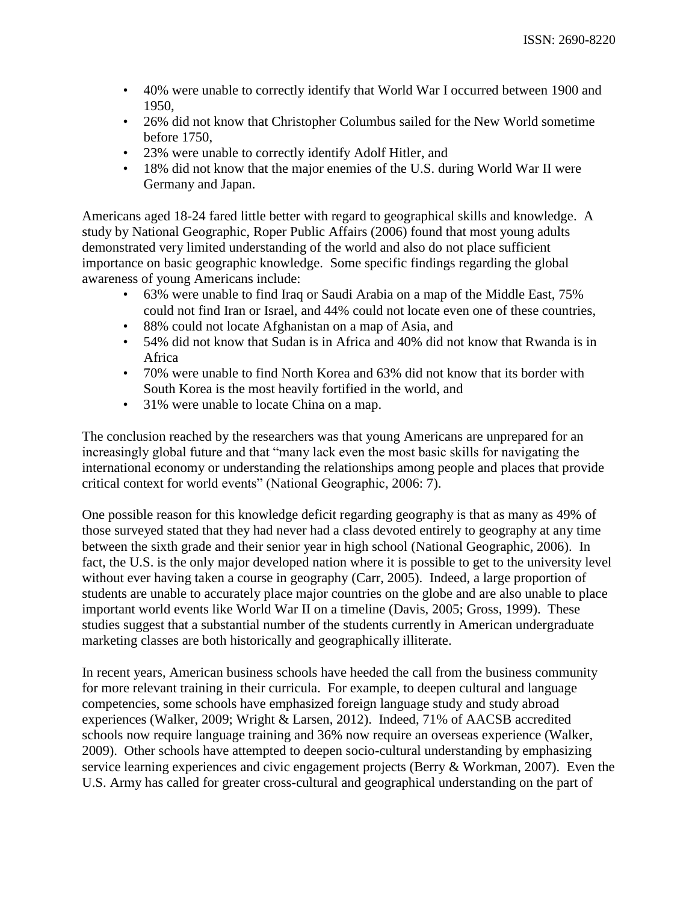- 40% were unable to correctly identify that World War I occurred between 1900 and 1950,
- 26% did not know that Christopher Columbus sailed for the New World sometime before 1750,
- 23% were unable to correctly identify Adolf Hitler, and
- 18% did not know that the major enemies of the U.S. during World War II were Germany and Japan.

Americans aged 18-24 fared little better with regard to geographical skills and knowledge. A study by National Geographic, Roper Public Affairs (2006) found that most young adults demonstrated very limited understanding of the world and also do not place sufficient importance on basic geographic knowledge. Some specific findings regarding the global awareness of young Americans include:

- 63% were unable to find Iraq or Saudi Arabia on a map of the Middle East, 75% could not find Iran or Israel, and 44% could not locate even one of these countries,
- 88% could not locate Afghanistan on a map of Asia, and
- 54% did not know that Sudan is in Africa and 40% did not know that Rwanda is in Africa
- 70% were unable to find North Korea and 63% did not know that its border with South Korea is the most heavily fortified in the world, and
- 31% were unable to locate China on a map.

The conclusion reached by the researchers was that young Americans are unprepared for an increasingly global future and that "many lack even the most basic skills for navigating the international economy or understanding the relationships among people and places that provide critical context for world events" (National Geographic, 2006: 7).

One possible reason for this knowledge deficit regarding geography is that as many as 49% of those surveyed stated that they had never had a class devoted entirely to geography at any time between the sixth grade and their senior year in high school (National Geographic, 2006). In fact, the U.S. is the only major developed nation where it is possible to get to the university level without ever having taken a course in geography (Carr, 2005). Indeed, a large proportion of students are unable to accurately place major countries on the globe and are also unable to place important world events like World War II on a timeline (Davis, 2005; Gross, 1999). These studies suggest that a substantial number of the students currently in American undergraduate marketing classes are both historically and geographically illiterate.

In recent years, American business schools have heeded the call from the business community for more relevant training in their curricula. For example, to deepen cultural and language competencies, some schools have emphasized foreign language study and study abroad experiences (Walker, 2009; Wright & Larsen, 2012). Indeed, 71% of AACSB accredited schools now require language training and 36% now require an overseas experience (Walker, 2009). Other schools have attempted to deepen socio-cultural understanding by emphasizing service learning experiences and civic engagement projects (Berry & Workman, 2007). Even the U.S. Army has called for greater cross-cultural and geographical understanding on the part of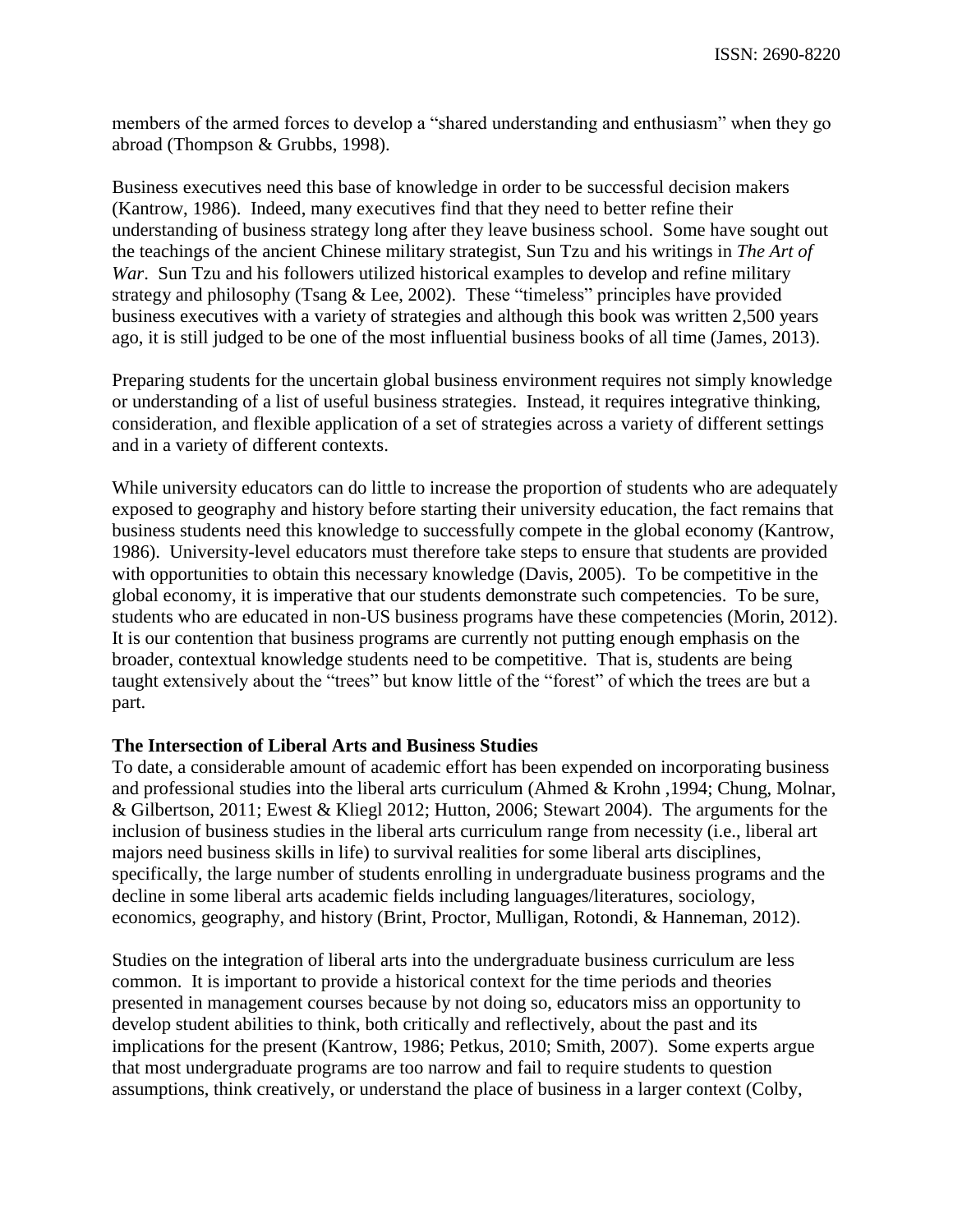members of the armed forces to develop a "shared understanding and enthusiasm" when they go abroad (Thompson & Grubbs, 1998).

Business executives need this base of knowledge in order to be successful decision makers (Kantrow, 1986). Indeed, many executives find that they need to better refine their understanding of business strategy long after they leave business school. Some have sought out the teachings of the ancient Chinese military strategist, Sun Tzu and his writings in *The Art of War*. Sun Tzu and his followers utilized historical examples to develop and refine military strategy and philosophy (Tsang & Lee, 2002). These "timeless" principles have provided business executives with a variety of strategies and although this book was written 2,500 years ago, it is still judged to be one of the most influential business books of all time (James, 2013).

Preparing students for the uncertain global business environment requires not simply knowledge or understanding of a list of useful business strategies. Instead, it requires integrative thinking, consideration, and flexible application of a set of strategies across a variety of different settings and in a variety of different contexts.

While university educators can do little to increase the proportion of students who are adequately exposed to geography and history before starting their university education, the fact remains that business students need this knowledge to successfully compete in the global economy (Kantrow, 1986). University-level educators must therefore take steps to ensure that students are provided with opportunities to obtain this necessary knowledge (Davis, 2005). To be competitive in the global economy, it is imperative that our students demonstrate such competencies. To be sure, students who are educated in non-US business programs have these competencies (Morin, 2012). It is our contention that business programs are currently not putting enough emphasis on the broader, contextual knowledge students need to be competitive. That is, students are being taught extensively about the "trees" but know little of the "forest" of which the trees are but a part.

**The Intersection of Liberal Arts and Business Studies**

To date, a considerable amount of academic effort has been expended on incorporating business and professional studies into the liberal arts curriculum (Ahmed & Krohn ,1994; Chung, Molnar, & Gilbertson, 2011; Ewest & Kliegl 2012; Hutton, 2006; Stewart 2004). The arguments for the inclusion of business studies in the liberal arts curriculum range from necessity (i.e., liberal art majors need business skills in life) to survival realities for some liberal arts disciplines, specifically, the large number of students enrolling in undergraduate business programs and the decline in some liberal arts academic fields including languages/literatures, sociology, economics, geography, and history (Brint, Proctor, Mulligan, Rotondi, & Hanneman, 2012).

Studies on the integration of liberal arts into the undergraduate business curriculum are less common. It is important to provide a historical context for the time periods and theories presented in management courses because by not doing so, educators miss an opportunity to develop student abilities to think, both critically and reflectively, about the past and its implications for the present (Kantrow, 1986; Petkus, 2010; Smith, 2007). Some experts argue that most undergraduate programs are too narrow and fail to require students to question assumptions, think creatively, or understand the place of business in a larger context (Colby,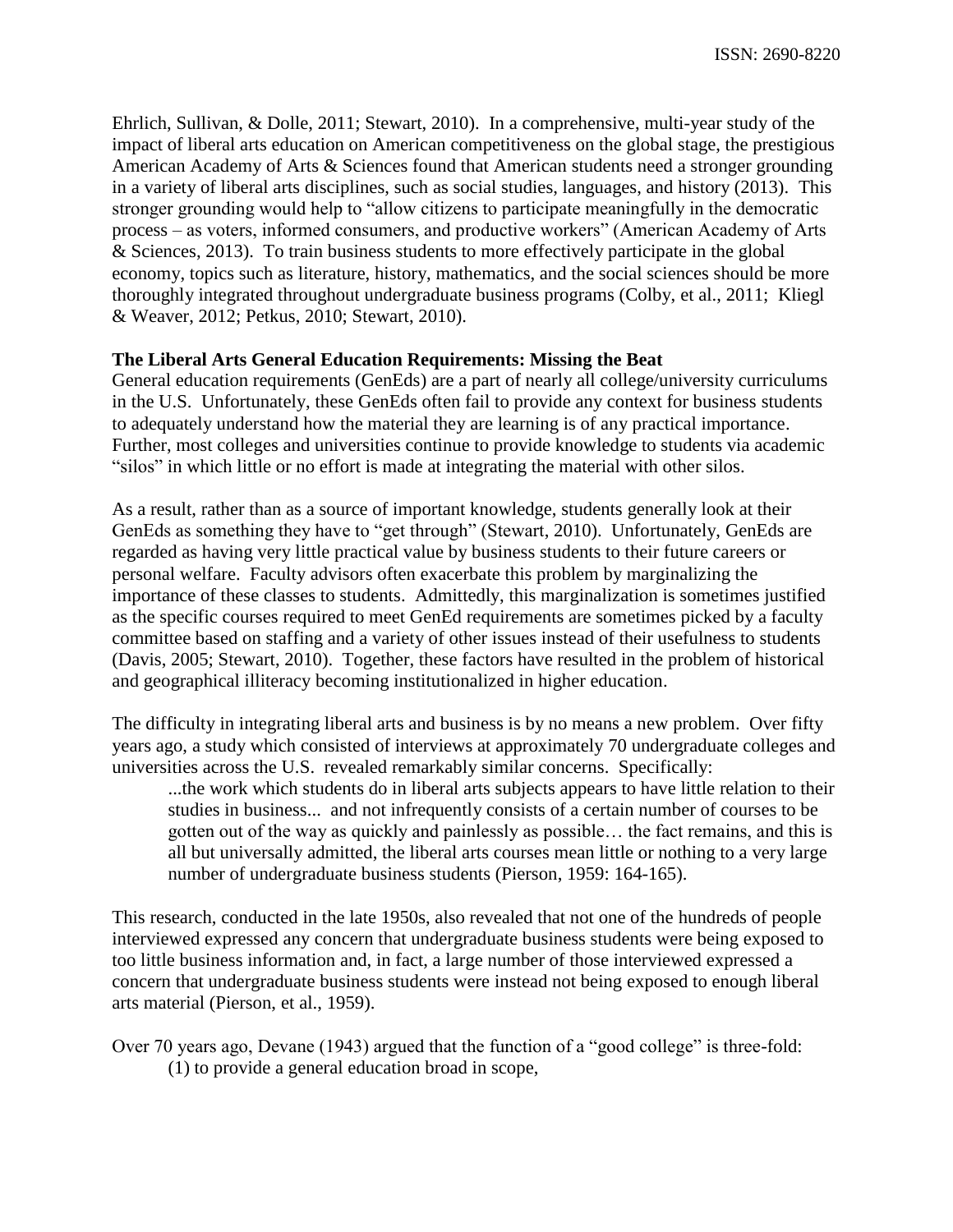Ehrlich, Sullivan, & Dolle, 2011; Stewart, 2010). In a comprehensive, multi-year study of the impact of liberal arts education on American competitiveness on the global stage, the prestigious American Academy of Arts & Sciences found that American students need a stronger grounding in a variety of liberal arts disciplines, such as social studies, languages, and history (2013). This stronger grounding would help to "allow citizens to participate meaningfully in the democratic process – as voters, informed consumers, and productive workers" (American Academy of Arts & Sciences, 2013). To train business students to more effectively participate in the global economy, topics such as literature, history, mathematics, and the social sciences should be more thoroughly integrated throughout undergraduate business programs (Colby, et al., 2011; Kliegl & Weaver, 2012; Petkus, 2010; Stewart, 2010).

**The Liberal Arts General Education Requirements: Missing the Beat**

General education requirements (GenEds) are a part of nearly all college/university curriculums in the U.S. Unfortunately, these GenEds often fail to provide any context for business students to adequately understand how the material they are learning is of any practical importance. Further, most colleges and universities continue to provide knowledge to students via academic "silos" in which little or no effort is made at integrating the material with other silos.

As a result, rather than as a source of important knowledge, students generally look at their GenEds as something they have to "get through" (Stewart, 2010). Unfortunately, GenEds are regarded as having very little practical value by business students to their future careers or personal welfare. Faculty advisors often exacerbate this problem by marginalizing the importance of these classes to students. Admittedly, this marginalization is sometimes justified as the specific courses required to meet GenEd requirements are sometimes picked by a faculty committee based on staffing and a variety of other issues instead of their usefulness to students (Davis, 2005; Stewart, 2010). Together, these factors have resulted in the problem of historical and geographical illiteracy becoming institutionalized in higher education.

The difficulty in integrating liberal arts and business is by no means a new problem. Over fifty years ago, a study which consisted of interviews at approximately 70 undergraduate colleges and universities across the U.S. revealed remarkably similar concerns. Specifically:

> ...the work which students do in liberal arts subjects appears to have little relation to their studies in business... and not infrequently consists of a certain number of courses to be gotten out of the way as quickly and painlessly as possible… the fact remains, and this is all but universally admitted, the liberal arts courses mean little or nothing to a very large number of undergraduate business students (Pierson, 1959: 164-165).

This research, conducted in the late 1950s, also revealed that not one of the hundreds of people interviewed expressed any concern that undergraduate business students were being exposed to too little business information and, in fact, a large number of those interviewed expressed a concern that undergraduate business students were instead not being exposed to enough liberal arts material (Pierson, et al., 1959).

Over 70 years ago, Devane (1943) argued that the function of a "good college" is three-fold:

(1) to provide a general education broad in scope,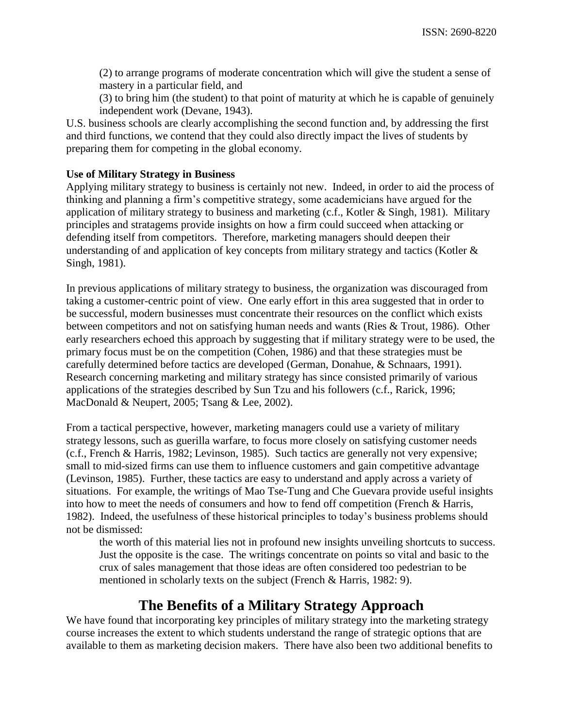(2) to arrange programs of moderate concentration which will give the student a sense of mastery in a particular field, and

(3) to bring him (the student) to that point of maturity at which he is capable of genuinely independent work (Devane, 1943).

U.S. business schools are clearly accomplishing the second function and, by addressing the first and third functions, we contend that they could also directly impact the lives of students by preparing them for competing in the global economy.

**Use of Military Strategy in Business**

Applying military strategy to business is certainly not new. Indeed, in order to aid the process of thinking and planning a firm's competitive strategy, some academicians have argued for the application of military strategy to business and marketing (c.f., Kotler & Singh, 1981). Military principles and stratagems provide insights on how a firm could succeed when attacking or defending itself from competitors. Therefore, marketing managers should deepen their understanding of and application of key concepts from military strategy and tactics (Kotler & Singh, 1981).

In previous applications of military strategy to business, the organization was discouraged from taking a customer-centric point of view. One early effort in this area suggested that in order to be successful, modern businesses must concentrate their resources on the conflict which exists between competitors and not on satisfying human needs and wants (Ries & Trout, 1986). Other early researchers echoed this approach by suggesting that if military strategy were to be used, the primary focus must be on the competition (Cohen, 1986) and that these strategies must be carefully determined before tactics are developed (German, Donahue, & Schnaars, 1991). Research concerning marketing and military strategy has since consisted primarily of various applications of the strategies described by Sun Tzu and his followers (c.f., Rarick, 1996; MacDonald & Neupert, 2005; Tsang & Lee, 2002).

From a tactical perspective, however, marketing managers could use a variety of military strategy lessons, such as guerilla warfare, to focus more closely on satisfying customer needs (c.f., French & Harris, 1982; Levinson, 1985). Such tactics are generally not very expensive; small to mid-sized firms can use them to influence customers and gain competitive advantage (Levinson, 1985). Further, these tactics are easy to understand and apply across a variety of situations. For example, the writings of Mao Tse-Tung and Che Guevara provide useful insights into how to meet the needs of consumers and how to fend off competition (French & Harris, 1982). Indeed, the usefulness of these historical principles to today's business problems should not be dismissed:

> the worth of this material lies not in profound new insights unveiling shortcuts to success. Just the opposite is the case. The writings concentrate on points so vital and basic to the crux of sales management that those ideas are often considered too pedestrian to be mentioned in scholarly texts on the subject (French & Harris, 1982: 9).

## The Benefits of a Military Strategy Approach

We have found that incorporating key principles of military strategy into the marketing strategy course increases the extent to which students understand the range of strategic options that are available to them as marketing decision makers. There have also been two additional benefits to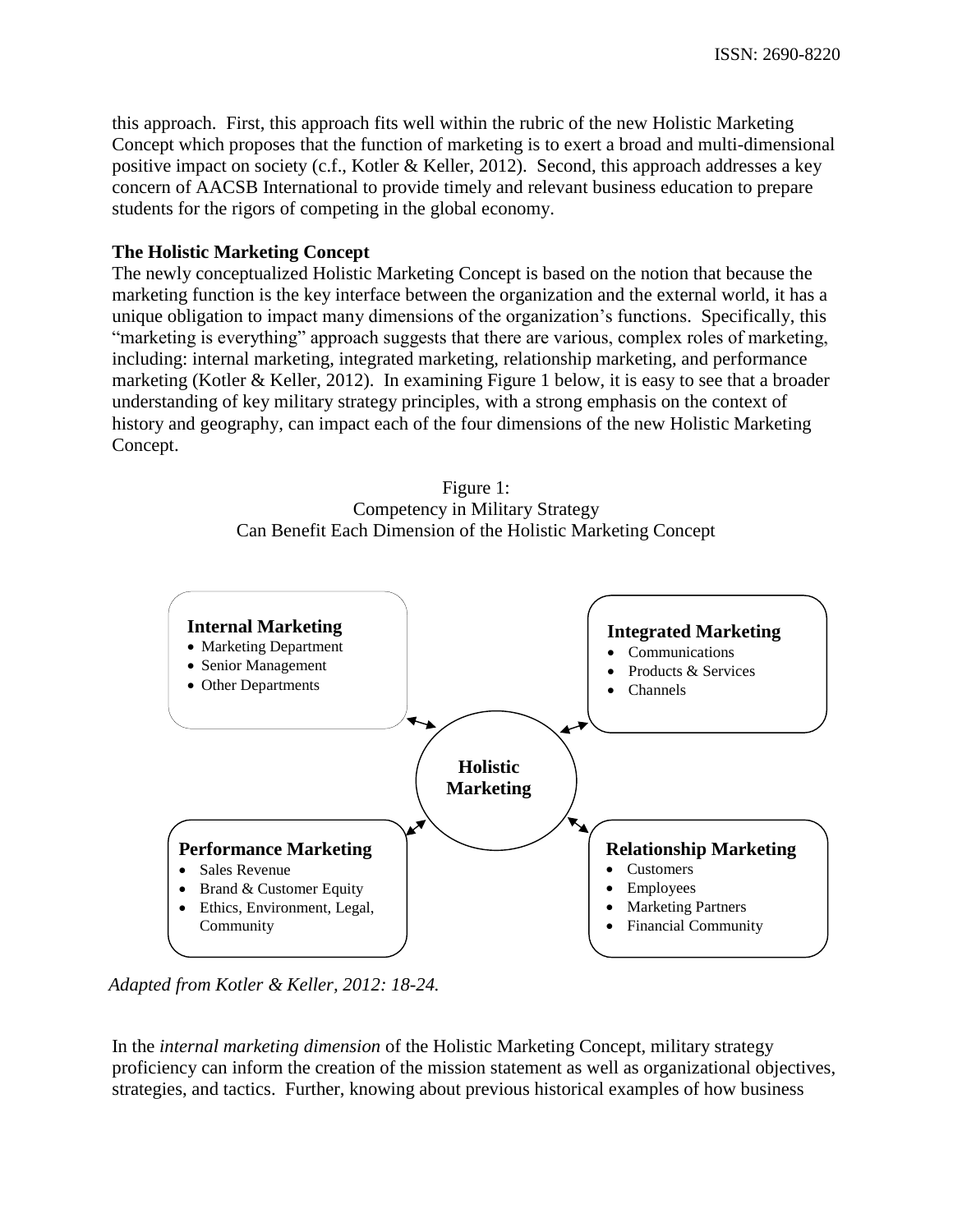this approach. First, this approach fits well within the rubric of the new Holistic Marketing Concept which proposes that the function of marketing is to exert a broad and multi-dimensional positive impact on society (c.f., Kotler & Keller, 2012). Second, this approach addresses a key concern of AACSB International to provide timely and relevant business education to prepare students for the rigors of competing in the global economy.

**The Holistic Marketing Concept**

The newly conceptualized Holistic Marketing Concept is based on the notion that because the marketing function is the key interface between the organization and the external world, it has a unique obligation to impact many dimensions of the organization's functions. Specifically, this "marketing is everything" approach suggests that there are various, complex roles of marketing, including: internal marketing, integrated marketing, relationship marketing, and performance marketing (Kotler & Keller, 2012). In examining Figure 1 below, it is easy to see that a broader understanding of key military strategy principles, with a strong emphasis on the context of history and geography, can impact each of the four dimensions of the new Holistic Marketing Concept.

Figure 1:
Competency in Military Strategy
Can Benefit Each Dimension of the Holistic Marketing Concept

**Holistic Marketing**

**Internal Marketing**
- Marketing Department
- Senior Management
- Other Departments

**Integrated Marketing**
- Communications
- Products & Services
- Channels

**Performance Marketing**
- Sales Revenue
- Brand & Customer Equity
- Ethics, Environment, Legal, Community

**Relationship Marketing**
- Customers
- Employees
- Marketing Partners
- Financial Community

*Adapted from Kotler & Keller, 2012: 18-24.*

In the *internal marketing dimension* of the Holistic Marketing Concept, military strategy proficiency can inform the creation of the mission statement as well as organizational objectives, strategies, and tactics. Further, knowing about previous historical examples of how business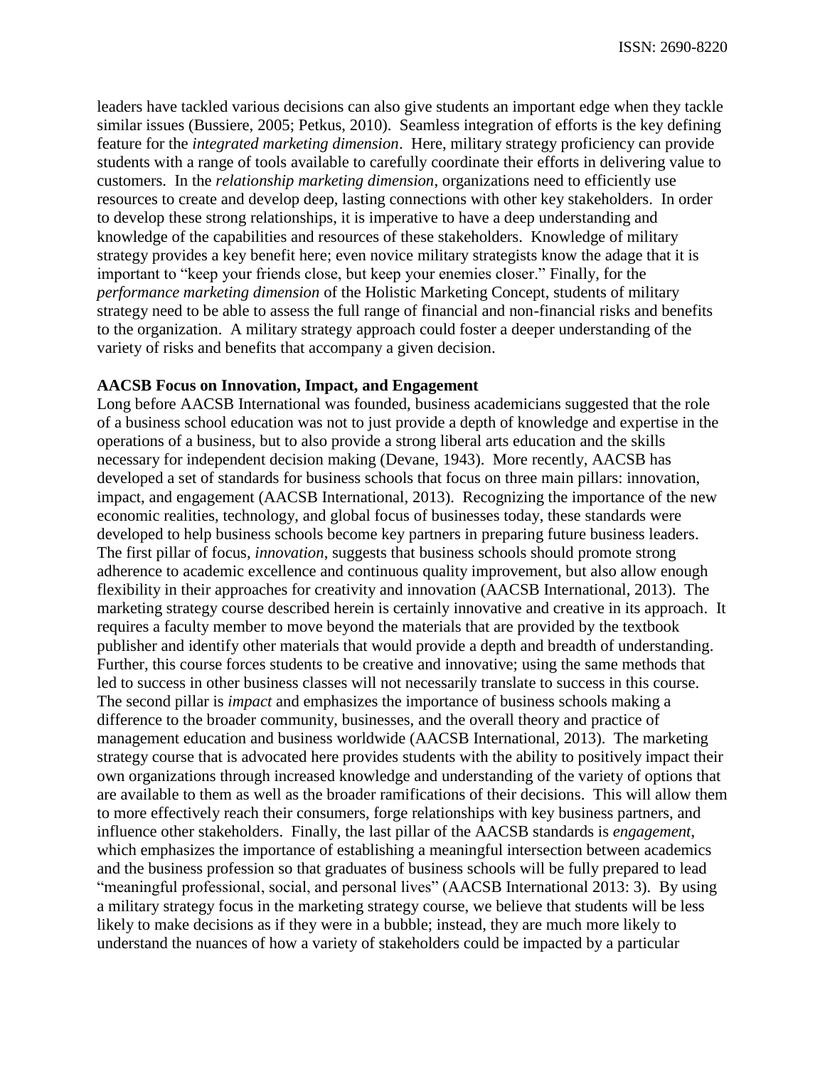leaders have tackled various decisions can also give students an important edge when they tackle similar issues (Bussiere, 2005; Petkus, 2010). Seamless integration of efforts is the key defining feature for the *integrated marketing dimension*. Here, military strategy proficiency can provide students with a range of tools available to carefully coordinate their efforts in delivering value to customers. In the *relationship marketing dimension*, organizations need to efficiently use resources to create and develop deep, lasting connections with other key stakeholders. In order to develop these strong relationships, it is imperative to have a deep understanding and knowledge of the capabilities and resources of these stakeholders. Knowledge of military strategy provides a key benefit here; even novice military strategists know the adage that it is important to "keep your friends close, but keep your enemies closer." Finally, for the *performance marketing dimension* of the Holistic Marketing Concept, students of military strategy need to be able to assess the full range of financial and non-financial risks and benefits to the organization. A military strategy approach could foster a deeper understanding of the variety of risks and benefits that accompany a given decision.

**AACSB Focus on Innovation, Impact, and Engagement**

Long before AACSB International was founded, business academicians suggested that the role of a business school education was not to just provide a depth of knowledge and expertise in the operations of a business, but to also provide a strong liberal arts education and the skills necessary for independent decision making (Devane, 1943). More recently, AACSB has developed a set of standards for business schools that focus on three main pillars: innovation, impact, and engagement (AACSB International, 2013). Recognizing the importance of the new economic realities, technology, and global focus of businesses today, these standards were developed to help business schools become key partners in preparing future business leaders. The first pillar of focus, *innovation*, suggests that business schools should promote strong adherence to academic excellence and continuous quality improvement, but also allow enough flexibility in their approaches for creativity and innovation (AACSB International, 2013). The marketing strategy course described herein is certainly innovative and creative in its approach. It requires a faculty member to move beyond the materials that are provided by the textbook publisher and identify other materials that would provide a depth and breadth of understanding. Further, this course forces students to be creative and innovative; using the same methods that led to success in other business classes will not necessarily translate to success in this course. The second pillar is *impact* and emphasizes the importance of business schools making a difference to the broader community, businesses, and the overall theory and practice of management education and business worldwide (AACSB International, 2013). The marketing strategy course that is advocated here provides students with the ability to positively impact their own organizations through increased knowledge and understanding of the variety of options that are available to them as well as the broader ramifications of their decisions. This will allow them to more effectively reach their consumers, forge relationships with key business partners, and influence other stakeholders. Finally, the last pillar of the AACSB standards is *engagement*, which emphasizes the importance of establishing a meaningful intersection between academics and the business profession so that graduates of business schools will be fully prepared to lead "meaningful professional, social, and personal lives" (AACSB International 2013: 3). By using a military strategy focus in the marketing strategy course, we believe that students will be less likely to make decisions as if they were in a bubble; instead, they are much more likely to understand the nuances of how a variety of stakeholders could be impacted by a particular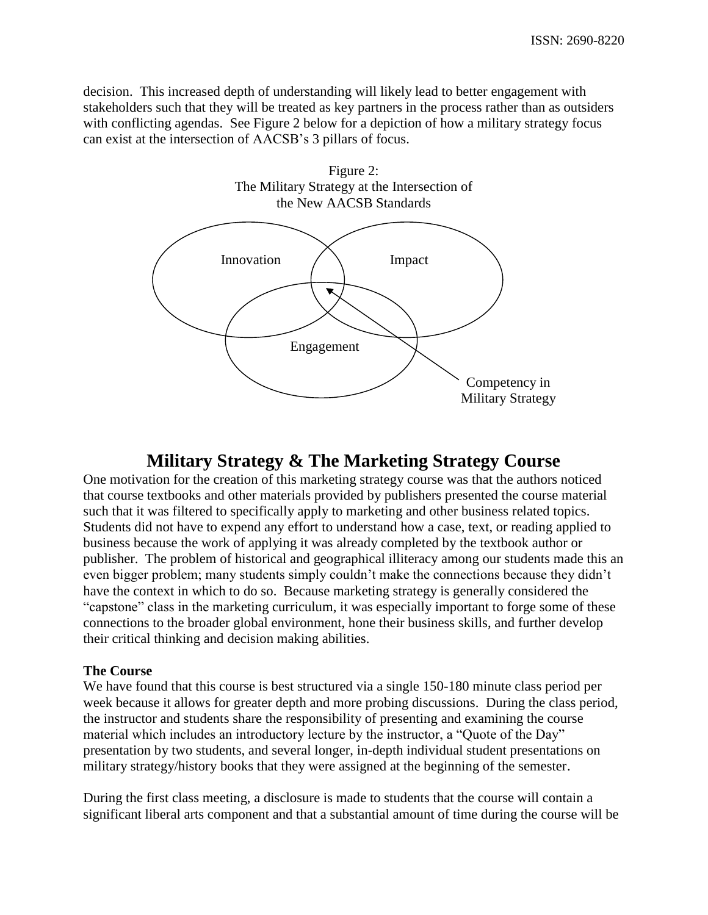decision. This increased depth of understanding will likely lead to better engagement with stakeholders such that they will be treated as key partners in the process rather than as outsiders with conflicting agendas. See Figure 2 below for a depiction of how a military strategy focus can exist at the intersection of AACSB's 3 pillars of focus.

Figure 2:
The Military Strategy at the Intersection of the New AACSB Standards

Innovation

Impact

Engagement

Competency in Military Strategy

## Military Strategy & The Marketing Strategy Course

One motivation for the creation of this marketing strategy course was that the authors noticed that course textbooks and other materials provided by publishers presented the course material such that it was filtered to specifically apply to marketing and other business related topics. Students did not have to expend any effort to understand how a case, text, or reading applied to business because the work of applying it was already completed by the textbook author or publisher. The problem of historical and geographical illiteracy among our students made this an even bigger problem; many students simply couldn't make the connections because they didn't have the context in which to do so. Because marketing strategy is generally considered the "capstone" class in the marketing curriculum, it was especially important to forge some of these connections to the broader global environment, hone their business skills, and further develop their critical thinking and decision making abilities.

**The Course**

We have found that this course is best structured via a single 150-180 minute class period per week because it allows for greater depth and more probing discussions. During the class period, the instructor and students share the responsibility of presenting and examining the course material which includes an introductory lecture by the instructor, a "Quote of the Day" presentation by two students, and several longer, in-depth individual student presentations on military strategy/history books that they were assigned at the beginning of the semester.

During the first class meeting, a disclosure is made to students that the course will contain a significant liberal arts component and that a substantial amount of time during the course will be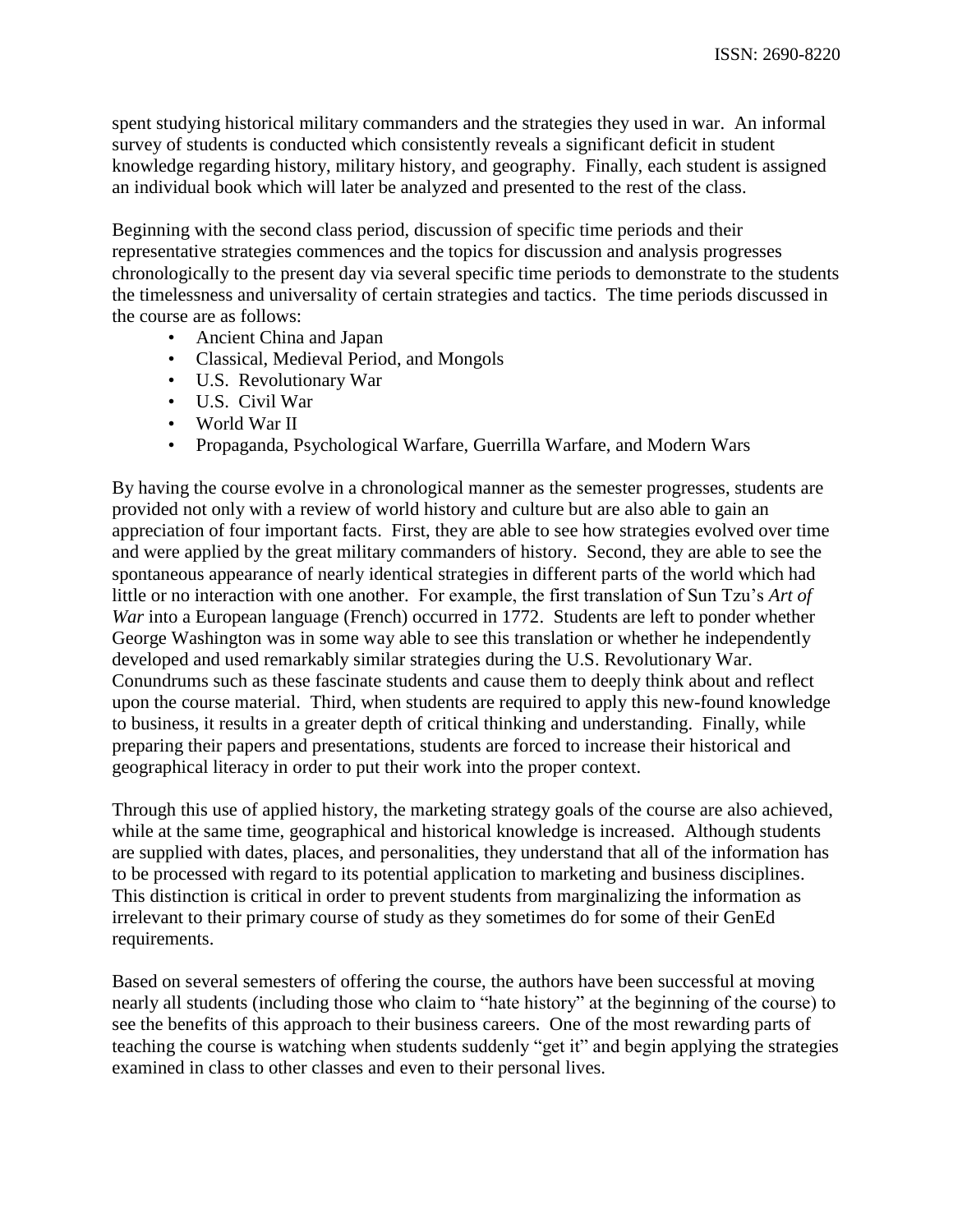spent studying historical military commanders and the strategies they used in war. An informal survey of students is conducted which consistently reveals a significant deficit in student knowledge regarding history, military history, and geography. Finally, each student is assigned an individual book which will later be analyzed and presented to the rest of the class.

Beginning with the second class period, discussion of specific time periods and their representative strategies commences and the topics for discussion and analysis progresses chronologically to the present day via several specific time periods to demonstrate to the students the timelessness and universality of certain strategies and tactics. The time periods discussed in the course are as follows:

- Ancient China and Japan
- Classical, Medieval Period, and Mongols
- U.S. Revolutionary War
- U.S. Civil War
- World War II
- Propaganda, Psychological Warfare, Guerrilla Warfare, and Modern Wars

By having the course evolve in a chronological manner as the semester progresses, students are provided not only with a review of world history and culture but are also able to gain an appreciation of four important facts. First, they are able to see how strategies evolved over time and were applied by the great military commanders of history. Second, they are able to see the spontaneous appearance of nearly identical strategies in different parts of the world which had little or no interaction with one another. For example, the first translation of Sun Tzu's *Art of War* into a European language (French) occurred in 1772. Students are left to ponder whether George Washington was in some way able to see this translation or whether he independently developed and used remarkably similar strategies during the U.S. Revolutionary War. Conundrums such as these fascinate students and cause them to deeply think about and reflect upon the course material. Third, when students are required to apply this new-found knowledge to business, it results in a greater depth of critical thinking and understanding. Finally, while preparing their papers and presentations, students are forced to increase their historical and geographical literacy in order to put their work into the proper context.

Through this use of applied history, the marketing strategy goals of the course are also achieved, while at the same time, geographical and historical knowledge is increased. Although students are supplied with dates, places, and personalities, they understand that all of the information has to be processed with regard to its potential application to marketing and business disciplines. This distinction is critical in order to prevent students from marginalizing the information as irrelevant to their primary course of study as they sometimes do for some of their GenEd requirements.

Based on several semesters of offering the course, the authors have been successful at moving nearly all students (including those who claim to "hate history" at the beginning of the course) to see the benefits of this approach to their business careers. One of the most rewarding parts of teaching the course is watching when students suddenly "get it" and begin applying the strategies examined in class to other classes and even to their personal lives.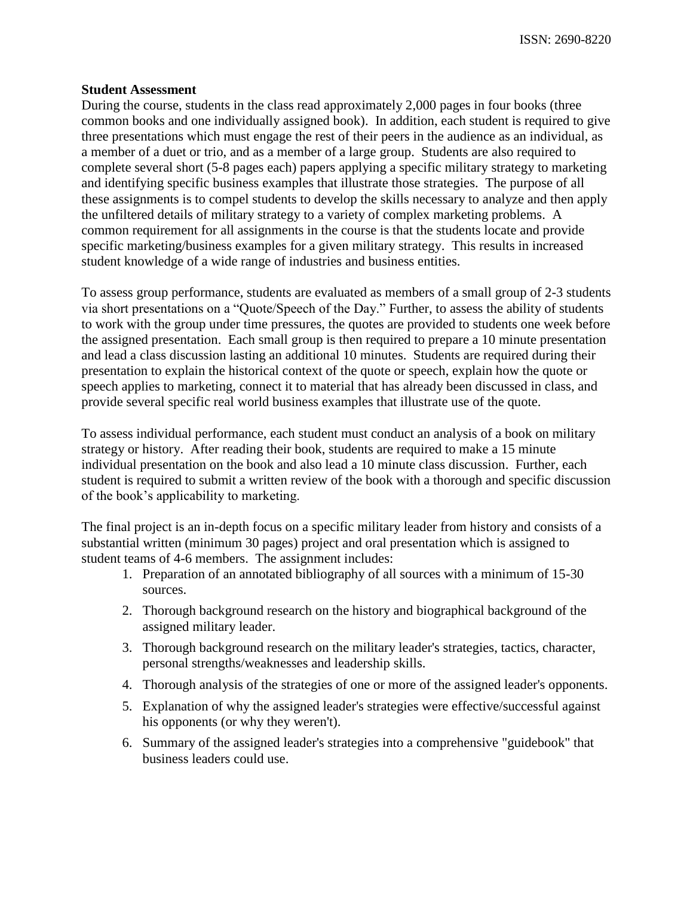**Student Assessment**

During the course, students in the class read approximately 2,000 pages in four books (three common books and one individually assigned book). In addition, each student is required to give three presentations which must engage the rest of their peers in the audience as an individual, as a member of a duet or trio, and as a member of a large group. Students are also required to complete several short (5-8 pages each) papers applying a specific military strategy to marketing and identifying specific business examples that illustrate those strategies. The purpose of all these assignments is to compel students to develop the skills necessary to analyze and then apply the unfiltered details of military strategy to a variety of complex marketing problems. A common requirement for all assignments in the course is that the students locate and provide specific marketing/business examples for a given military strategy. This results in increased student knowledge of a wide range of industries and business entities.

To assess group performance, students are evaluated as members of a small group of 2-3 students via short presentations on a "Quote/Speech of the Day." Further, to assess the ability of students to work with the group under time pressures, the quotes are provided to students one week before the assigned presentation. Each small group is then required to prepare a 10 minute presentation and lead a class discussion lasting an additional 10 minutes. Students are required during their presentation to explain the historical context of the quote or speech, explain how the quote or speech applies to marketing, connect it to material that has already been discussed in class, and provide several specific real world business examples that illustrate use of the quote.

To assess individual performance, each student must conduct an analysis of a book on military strategy or history. After reading their book, students are required to make a 15 minute individual presentation on the book and also lead a 10 minute class discussion. Further, each student is required to submit a written review of the book with a thorough and specific discussion of the book's applicability to marketing.

The final project is an in-depth focus on a specific military leader from history and consists of a substantial written (minimum 30 pages) project and oral presentation which is assigned to student teams of 4-6 members. The assignment includes:

1. Preparation of an annotated bibliography of all sources with a minimum of 15-30 sources.
2. Thorough background research on the history and biographical background of the assigned military leader.
3. Thorough background research on the military leader's strategies, tactics, character, personal strengths/weaknesses and leadership skills.
4. Thorough analysis of the strategies of one or more of the assigned leader's opponents.
5. Explanation of why the assigned leader's strategies were effective/successful against his opponents (or why they weren't).
6. Summary of the assigned leader's strategies into a comprehensive "guidebook" that business leaders could use.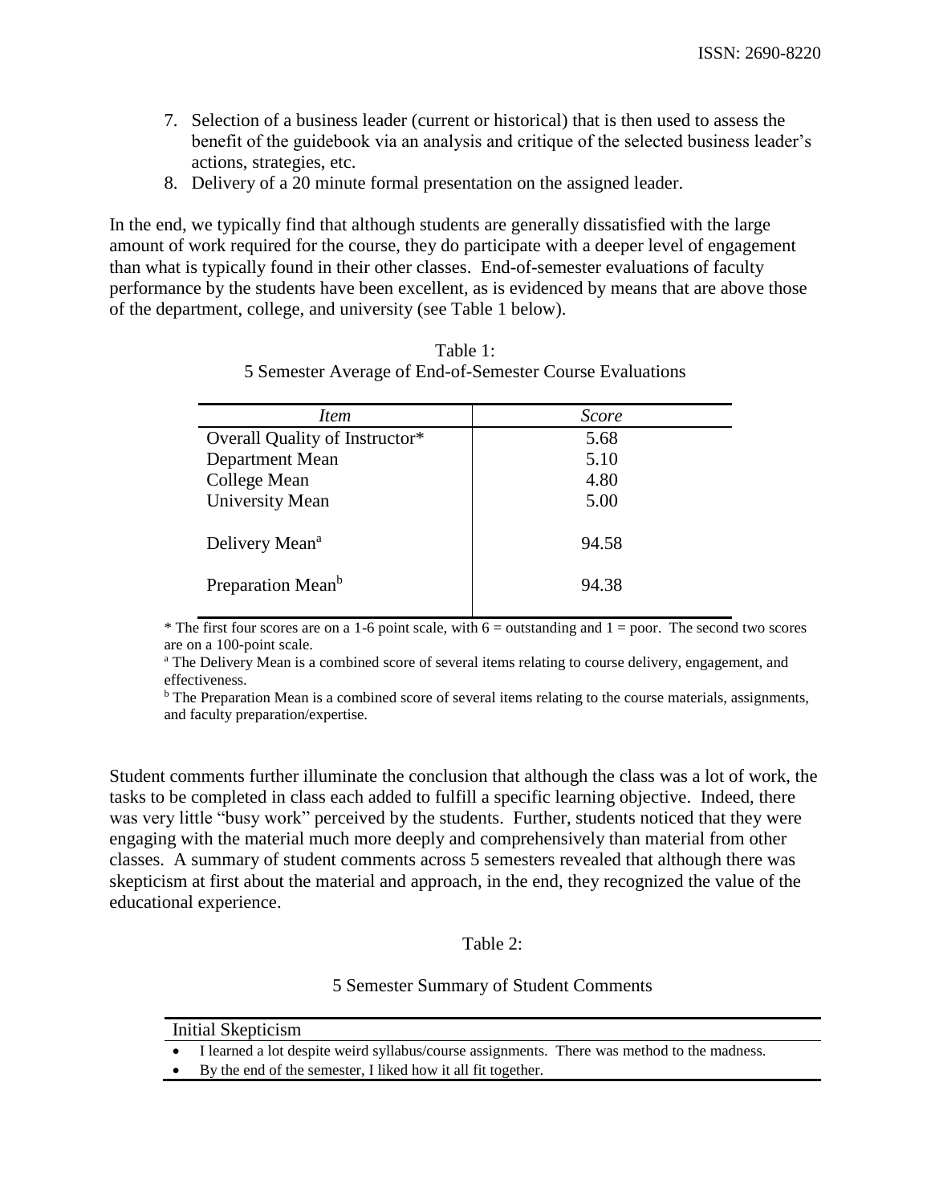7. Selection of a business leader (current or historical) that is then used to assess the benefit of the guidebook via an analysis and critique of the selected business leader's actions, strategies, etc.
8. Delivery of a 20 minute formal presentation on the assigned leader.

In the end, we typically find that although students are generally dissatisfied with the large amount of work required for the course, they do participate with a deeper level of engagement than what is typically found in their other classes. End-of-semester evaluations of faculty performance by the students have been excellent, as is evidenced by means that are above those of the department, college, and university (see Table 1 below).

Table 1:
5 Semester Average of End-of-Semester Course Evaluations

| *Item* | *Score* |
|---|---|
| Overall Quality of Instructor* | 5.68 |
| Department Mean | 5.10 |
| College Mean | 4.80 |
| University Mean | 5.00 |
| Delivery Mean[a] | 94.58 |
| Preparation Mean[b] | 94.38 |

\* The first four scores are on a 1-6 point scale, with 6 = outstanding and 1 = poor. The second two scores are on a 100-point scale.

[a] The Delivery Mean is a combined score of several items relating to course delivery, engagement, and effectiveness.

[b] The Preparation Mean is a combined score of several items relating to the course materials, assignments, and faculty preparation/expertise.

Student comments further illuminate the conclusion that although the class was a lot of work, the tasks to be completed in class each added to fulfill a specific learning objective. Indeed, there was very little "busy work" perceived by the students. Further, students noticed that they were engaging with the material much more deeply and comprehensively than material from other classes. A summary of student comments across 5 semesters revealed that although there was skepticism at first about the material and approach, in the end, they recognized the value of the educational experience.

Table 2:

5 Semester Summary of Student Comments

| Initial Skepticism |
|---|
| • I learned a lot despite weird syllabus/course assignments. There was method to the madness. |
| • By the end of the semester, I liked how it all fit together. |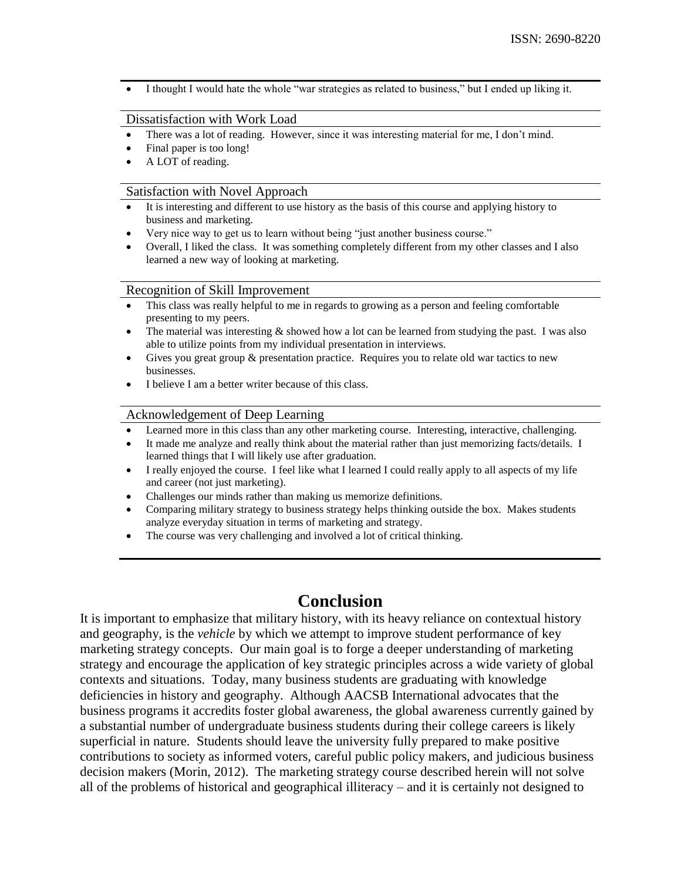- I thought I would hate the whole "war strategies as related to business," but I ended up liking it.

Dissatisfaction with Work Load

- There was a lot of reading. However, since it was interesting material for me, I don't mind.
- Final paper is too long!
- A LOT of reading.

Satisfaction with Novel Approach

- It is interesting and different to use history as the basis of this course and applying history to business and marketing.
- Very nice way to get us to learn without being "just another business course."
- Overall, I liked the class. It was something completely different from my other classes and I also learned a new way of looking at marketing.

Recognition of Skill Improvement

- This class was really helpful to me in regards to growing as a person and feeling comfortable presenting to my peers.
- The material was interesting & showed how a lot can be learned from studying the past. I was also able to utilize points from my individual presentation in interviews.
- Gives you great group & presentation practice. Requires you to relate old war tactics to new businesses.
- I believe I am a better writer because of this class.

Acknowledgement of Deep Learning

- Learned more in this class than any other marketing course. Interesting, interactive, challenging.
- It made me analyze and really think about the material rather than just memorizing facts/details. I learned things that I will likely use after graduation.
- I really enjoyed the course. I feel like what I learned I could really apply to all aspects of my life and career (not just marketing).
- Challenges our minds rather than making us memorize definitions.
- Comparing military strategy to business strategy helps thinking outside the box. Makes students analyze everyday situation in terms of marketing and strategy.
- The course was very challenging and involved a lot of critical thinking.

# Conclusion

It is important to emphasize that military history, with its heavy reliance on contextual history and geography, is the *vehicle* by which we attempt to improve student performance of key marketing strategy concepts. Our main goal is to forge a deeper understanding of marketing strategy and encourage the application of key strategic principles across a wide variety of global contexts and situations. Today, many business students are graduating with knowledge deficiencies in history and geography. Although AACSB International advocates that the business programs it accredits foster global awareness, the global awareness currently gained by a substantial number of undergraduate business students during their college careers is likely superficial in nature. Students should leave the university fully prepared to make positive contributions to society as informed voters, careful public policy makers, and judicious business decision makers (Morin, 2012). The marketing strategy course described herein will not solve all of the problems of historical and geographical illiteracy – and it is certainly not designed to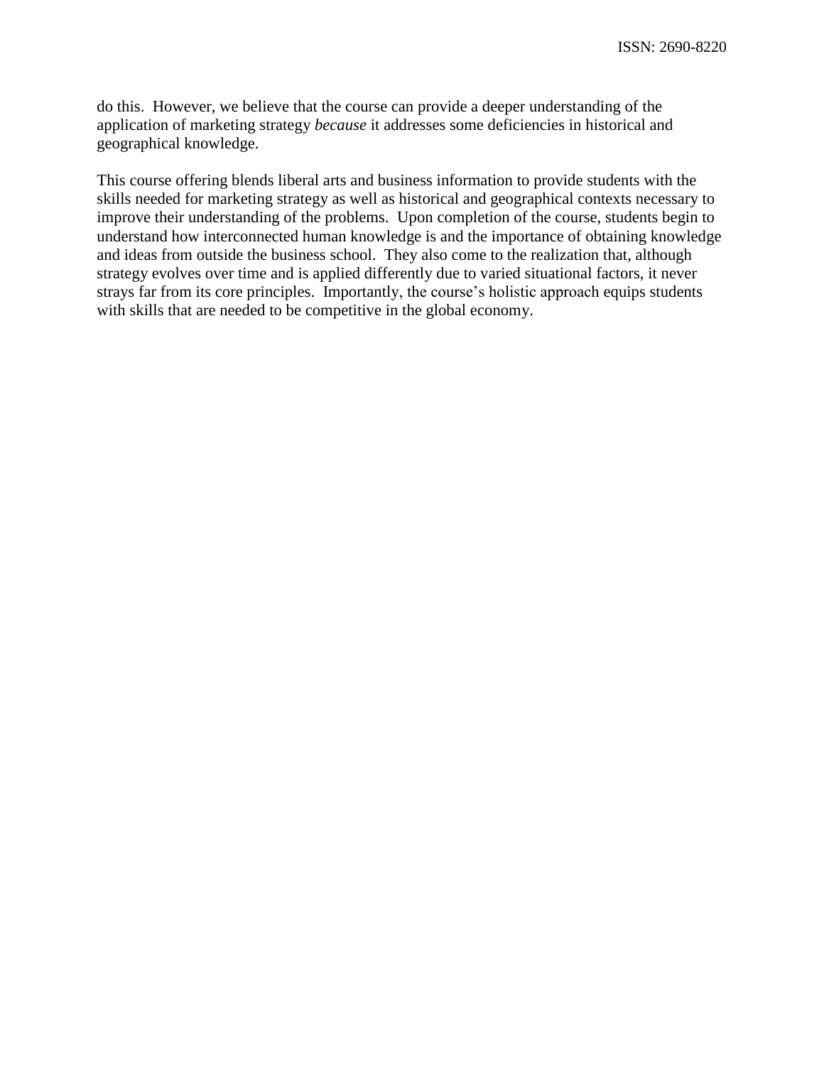do this. However, we believe that the course can provide a deeper understanding of the application of marketing strategy *because* it addresses some deficiencies in historical and geographical knowledge.

This course offering blends liberal arts and business information to provide students with the skills needed for marketing strategy as well as historical and geographical contexts necessary to improve their understanding of the problems. Upon completion of the course, students begin to understand how interconnected human knowledge is and the importance of obtaining knowledge and ideas from outside the business school. They also come to the realization that, although strategy evolves over time and is applied differently due to varied situational factors, it never strays far from its core principles. Importantly, the course's holistic approach equips students with skills that are needed to be competitive in the global economy.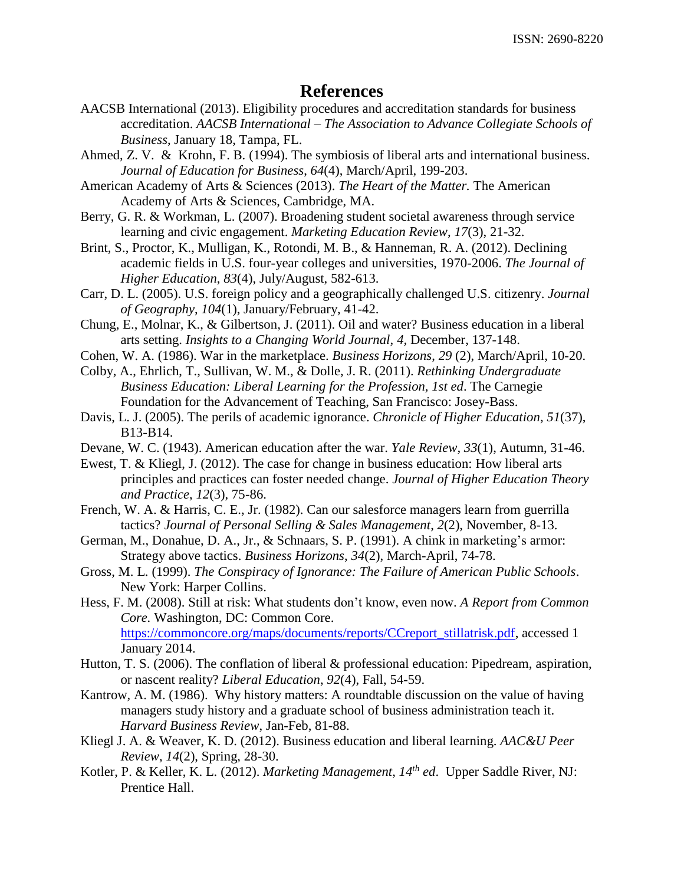# References

AACSB International (2013). Eligibility procedures and accreditation standards for business accreditation. *AACSB International – The Association to Advance Collegiate Schools of Business*, January 18, Tampa, FL.

Ahmed, Z. V. & Krohn, F. B. (1994). The symbiosis of liberal arts and international business. *Journal of Education for Business*, *64*(4), March/April, 199-203.

American Academy of Arts & Sciences (2013). *The Heart of the Matter.* The American Academy of Arts & Sciences, Cambridge, MA.

Berry, G. R. & Workman, L. (2007). Broadening student societal awareness through service learning and civic engagement. *Marketing Education Review*, *17*(3), 21-32.

Brint, S., Proctor, K., Mulligan, K., Rotondi, M. B., & Hanneman, R. A. (2012). Declining academic fields in U.S. four-year colleges and universities, 1970-2006. *The Journal of Higher Education*, *83*(4), July/August, 582-613.

Carr, D. L. (2005). U.S. foreign policy and a geographically challenged U.S. citizenry. *Journal of Geography*, *104*(1), January/February, 41-42.

Chung, E., Molnar, K., & Gilbertson, J. (2011). Oil and water? Business education in a liberal arts setting. *Insights to a Changing World Journal, 4*, December, 137-148.

Cohen, W. A. (1986). War in the marketplace. *Business Horizons*, *29* (2), March/April, 10-20.

Colby, A., Ehrlich, T., Sullivan, W. M., & Dolle, J. R. (2011). *Rethinking Undergraduate Business Education: Liberal Learning for the Profession, 1st ed*. The Carnegie Foundation for the Advancement of Teaching, San Francisco: Josey-Bass.

Davis, L. J. (2005). The perils of academic ignorance. *Chronicle of Higher Education, 51*(37), B13-B14.

Devane, W. C. (1943). American education after the war. *Yale Review, 33*(1), Autumn, 31-46.

Ewest, T. & Kliegl, J. (2012). The case for change in business education: How liberal arts principles and practices can foster needed change. *Journal of Higher Education Theory and Practice, 12*(3), 75-86.

French, W. A. & Harris, C. E., Jr. (1982). Can our salesforce managers learn from guerrilla tactics? *Journal of Personal Selling & Sales Management*, *2*(2), November, 8-13.

German, M., Donahue, D. A., Jr., & Schnaars, S. P. (1991). A chink in marketing's armor: Strategy above tactics. *Business Horizons*, *34*(2), March-April, 74-78.

Gross, M. L. (1999). *The Conspiracy of Ignorance: The Failure of American Public Schools*. New York: Harper Collins.

Hess, F. M. (2008). Still at risk: What students don't know, even now. *A Report from Common Core.* Washington, DC: Common Core. https://commoncore.org/maps/documents/reports/CCreport_stillatrisk.pdf, accessed 1 January 2014.

Hutton, T. S. (2006). The conflation of liberal & professional education: Pipedream, aspiration, or nascent reality? *Liberal Education, 92*(4), Fall, 54-59.

Kantrow, A. M. (1986). Why history matters: A roundtable discussion on the value of having managers study history and a graduate school of business administration teach it. *Harvard Business Review*, Jan-Feb, 81-88.

Kliegl J. A. & Weaver, K. D. (2012). Business education and liberal learning. *AAC&U Peer Review*, *14*(2), Spring, 28-30.

Kotler, P. & Keller, K. L. (2012). *Marketing Management, 14th ed*. Upper Saddle River, NJ: Prentice Hall.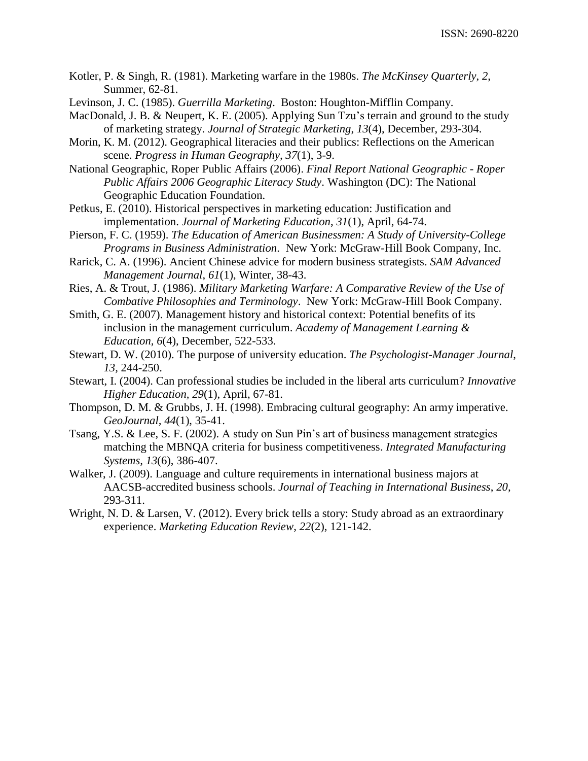Kotler, P. & Singh, R. (1981). Marketing warfare in the 1980s. *The McKinsey Quarterly*, *2*, Summer, 62-81.

Levinson, J. C. (1985). *Guerrilla Marketing*. Boston: Houghton-Mifflin Company.

MacDonald, J. B. & Neupert, K. E. (2005). Applying Sun Tzu's terrain and ground to the study of marketing strategy. *Journal of Strategic Marketing*, *13*(4), December, 293-304.

Morin, K. M. (2012). Geographical literacies and their publics: Reflections on the American scene. *Progress in Human Geography*, *37*(1), 3-9.

National Geographic, Roper Public Affairs (2006). *Final Report National Geographic - Roper Public Affairs 2006 Geographic Literacy Study*. Washington (DC): The National Geographic Education Foundation.

Petkus, E. (2010). Historical perspectives in marketing education: Justification and implementation. *Journal of Marketing Education*, *31*(1), April, 64-74.

Pierson, F. C. (1959). *The Education of American Businessmen: A Study of University-College Programs in Business Administration*. New York: McGraw-Hill Book Company, Inc.

Rarick, C. A. (1996). Ancient Chinese advice for modern business strategists. *SAM Advanced Management Journal*, *61*(1), Winter, 38-43.

Ries, A. & Trout, J. (1986). *Military Marketing Warfare: A Comparative Review of the Use of Combative Philosophies and Terminology*. New York: McGraw-Hill Book Company.

Smith, G. E. (2007). Management history and historical context: Potential benefits of its inclusion in the management curriculum. *Academy of Management Learning & Education, 6*(4), December, 522-533.

Stewart, D. W. (2010). The purpose of university education. *The Psychologist-Manager Journal*, *13,* 244-250.

Stewart, I. (2004). Can professional studies be included in the liberal arts curriculum? *Innovative Higher Education*, *29*(1), April, 67-81.

Thompson, D. M. & Grubbs, J. H. (1998). Embracing cultural geography: An army imperative. *GeoJournal, 44*(1), 35-41.

Tsang, Y.S. & Lee, S. F. (2002). A study on Sun Pin's art of business management strategies matching the MBNQA criteria for business competitiveness. *Integrated Manufacturing Systems*, *13*(6), 386-407.

Walker, J. (2009). Language and culture requirements in international business majors at AACSB-accredited business schools. *Journal of Teaching in International Business*, *20,* 293-311.

Wright, N. D. & Larsen, V. (2012). Every brick tells a story: Study abroad as an extraordinary experience. *Marketing Education Review*, *22*(2), 121-142.